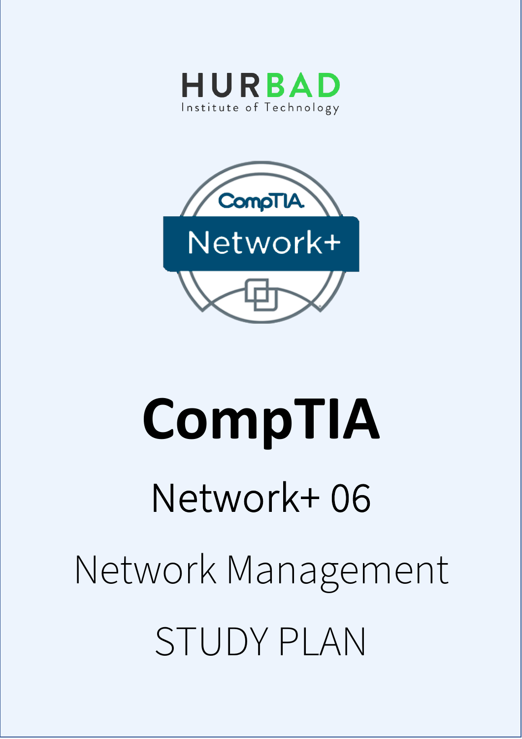HURBAD

Institute of Technology

CompTIA

Network+

# CompTIA

## Network+ 06

## Network Management

## STUDY PLAN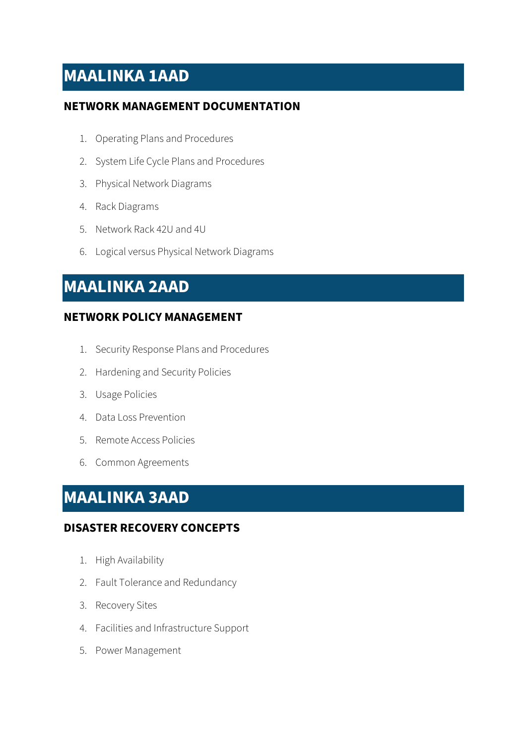# MAALINKA 1AAD

### NETWORK MANAGEMENT DOCUMENTATION

1. Operating Plans and Procedures
2. System Life Cycle Plans and Procedures
3. Physical Network Diagrams
4. Rack Diagrams
5. Network Rack 42U and 4U
6. Logical versus Physical Network Diagrams

# MAALINKA 2AAD

### NETWORK POLICY MANAGEMENT

1. Security Response Plans and Procedures
2. Hardening and Security Policies
3. Usage Policies
4. Data Loss Prevention
5. Remote Access Policies
6. Common Agreements

# MAALINKA 3AAD

### DISASTER RECOVERY CONCEPTS

1. High Availability
2. Fault Tolerance and Redundancy
3. Recovery Sites
4. Facilities and Infrastructure Support
5. Power Management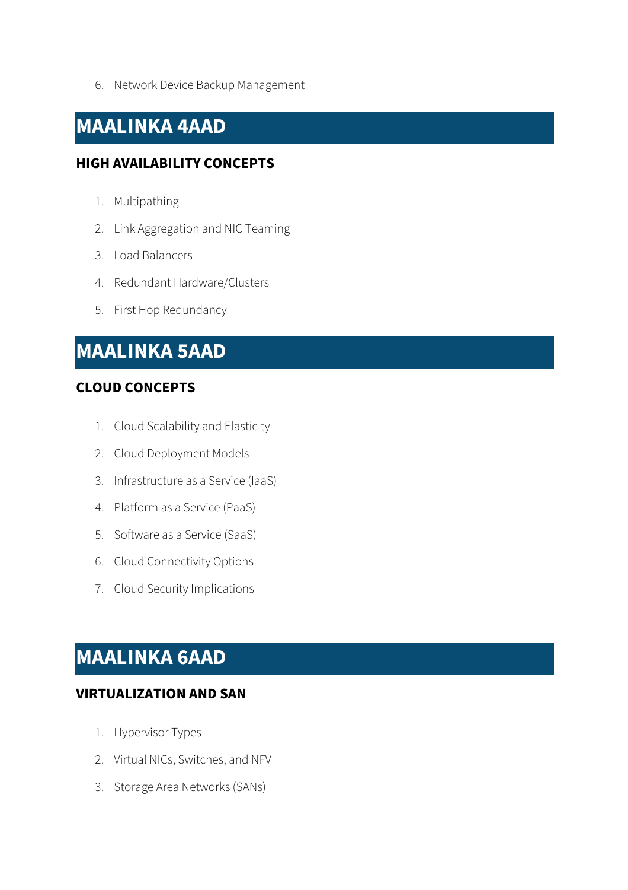6. Network Device Backup Management

# MAALINKA 4AAD

### HIGH AVAILABILITY CONCEPTS

1. Multipathing
2. Link Aggregation and NIC Teaming
3. Load Balancers
4. Redundant Hardware/Clusters
5. First Hop Redundancy

# MAALINKA 5AAD

### CLOUD CONCEPTS

1. Cloud Scalability and Elasticity
2. Cloud Deployment Models
3. Infrastructure as a Service (IaaS)
4. Platform as a Service (PaaS)
5. Software as a Service (SaaS)
6. Cloud Connectivity Options
7. Cloud Security Implications

# MAALINKA 6AAD

### VIRTUALIZATION AND SAN

1. Hypervisor Types
2. Virtual NICs, Switches, and NFV
3. Storage Area Networks (SANs)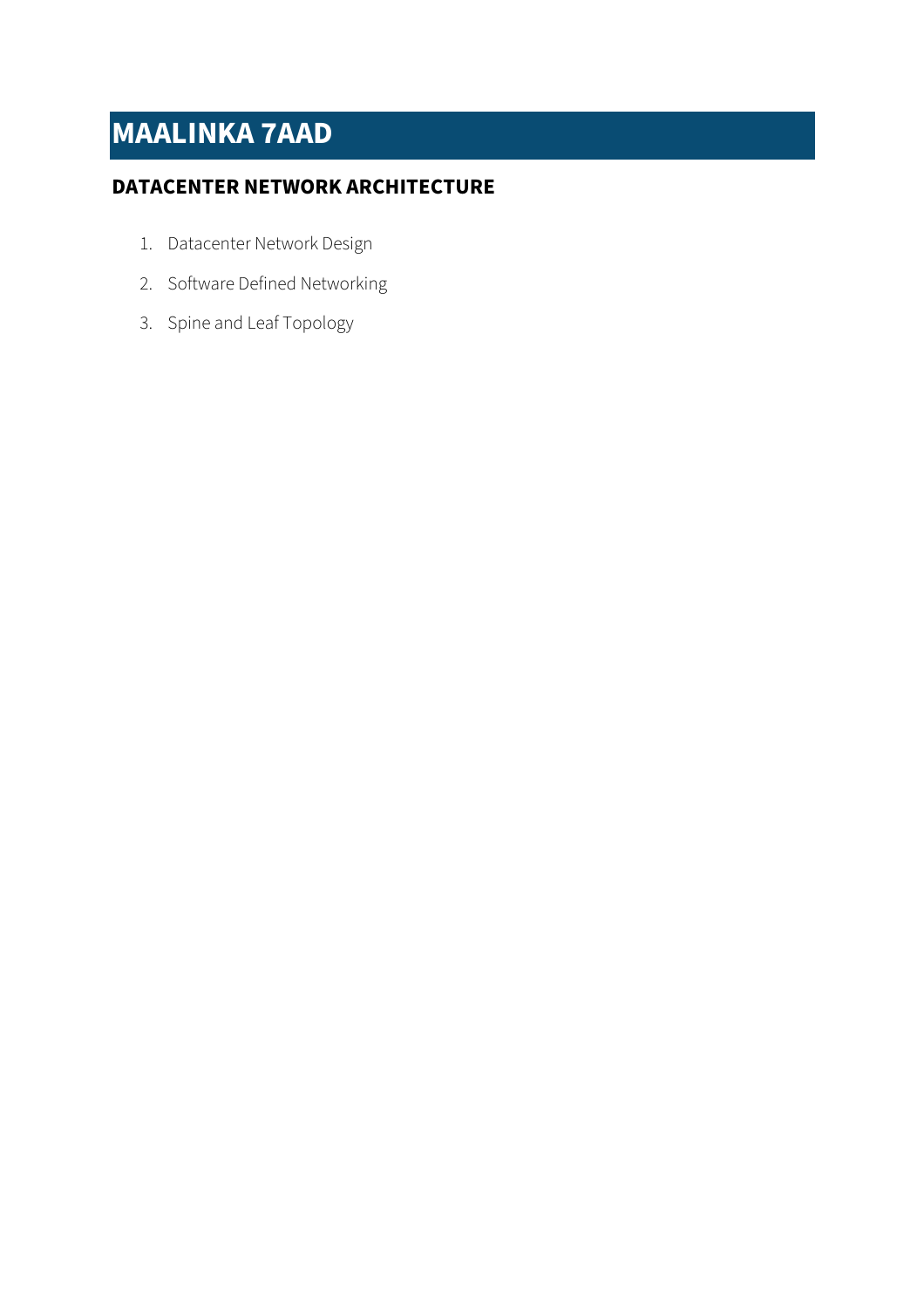# MAALINKA 7AAD

## DATACENTER NETWORK ARCHITECTURE

1. Datacenter Network Design
2. Software Defined Networking
3. Spine and Leaf Topology